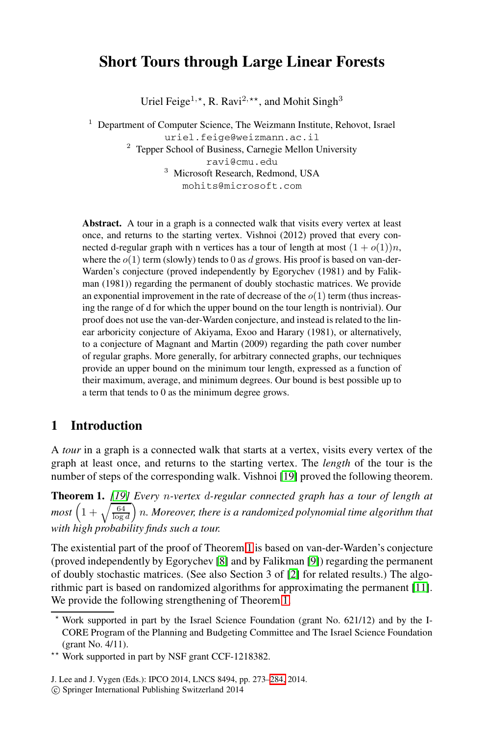# Short Tours through Large Linear Forests

Uriel Feige[1,⋆], R. Ravi[2,⋆⋆], and Mohit Singh[3]

[1] Department of Computer Science, The Weizmann Institute, Rehovot, Israel
uriel.feige@weizmann.ac.il

[2] Tepper School of Business, Carnegie Mellon University
ravi@cmu.edu

[3] Microsoft Research, Redmond, USA
mohits@microsoft.com

**Abstract.** A tour in a graph is a connected walk that visits every vertex at least once, and returns to the starting vertex. Vishnoi (2012) proved that every connected d-regular graph with n vertices has a tour of length at most $(1 + o(1))n$, where the $o(1)$ term (slowly) tends to 0 as $d$ grows. His proof is based on van-der-Warden's conjecture (proved independently by Egorychev (1981) and by Falikman (1981)) regarding the permanent of doubly stochastic matrices. We provide an exponential improvement in the rate of decrease of the $o(1)$ term (thus increasing the range of d for which the upper bound on the tour length is nontrivial). Our proof does not use the van-der-Warden conjecture, and instead is related to the linear arboricity conjecture of Akiyama, Exoo and Harary (1981), or alternatively, to a conjecture of Magnant and Martin (2009) regarding the path cover number of regular graphs. More generally, for arbitrary connected graphs, our techniques provide an upper bound on the minimum tour length, expressed as a function of their maximum, average, and minimum degrees. Our bound is best possible up to a term that tends to 0 as the minimum degree grows.

## 1 Introduction

A *tour* in a graph is a connected walk that starts at a vertex, visits every vertex of the graph at least once, and returns to the starting vertex. The *length* of the tour is the number of steps of the corresponding walk. Vishnoi [19] proved the following theorem.

**Theorem 1.** *[19] Every $n$-vertex $d$-regular connected graph has a tour of length at most $\left(1 + \sqrt{\frac{64}{\log d}}\right) n$. Moreover, there is a randomized polynomial time algorithm that with high probability finds such a tour.*

The existential part of the proof of Theorem 1 is based on van-der-Warden's conjecture (proved independently by Egorychev [8] and by Falikman [9]) regarding the permanent of doubly stochastic matrices. (See also Section 3 of [2] for related results.) The algorithmic part is based on randomized algorithms for approximating the permanent [11]. We provide the following strengthening of Theorem 1.

⋆ Work supported in part by the Israel Science Foundation (grant No. 621/12) and by the I-CORE Program of the Planning and Budgeting Committee and The Israel Science Foundation (grant No. 4/11).

⋆⋆ Work supported in part by NSF grant CCF-1218382.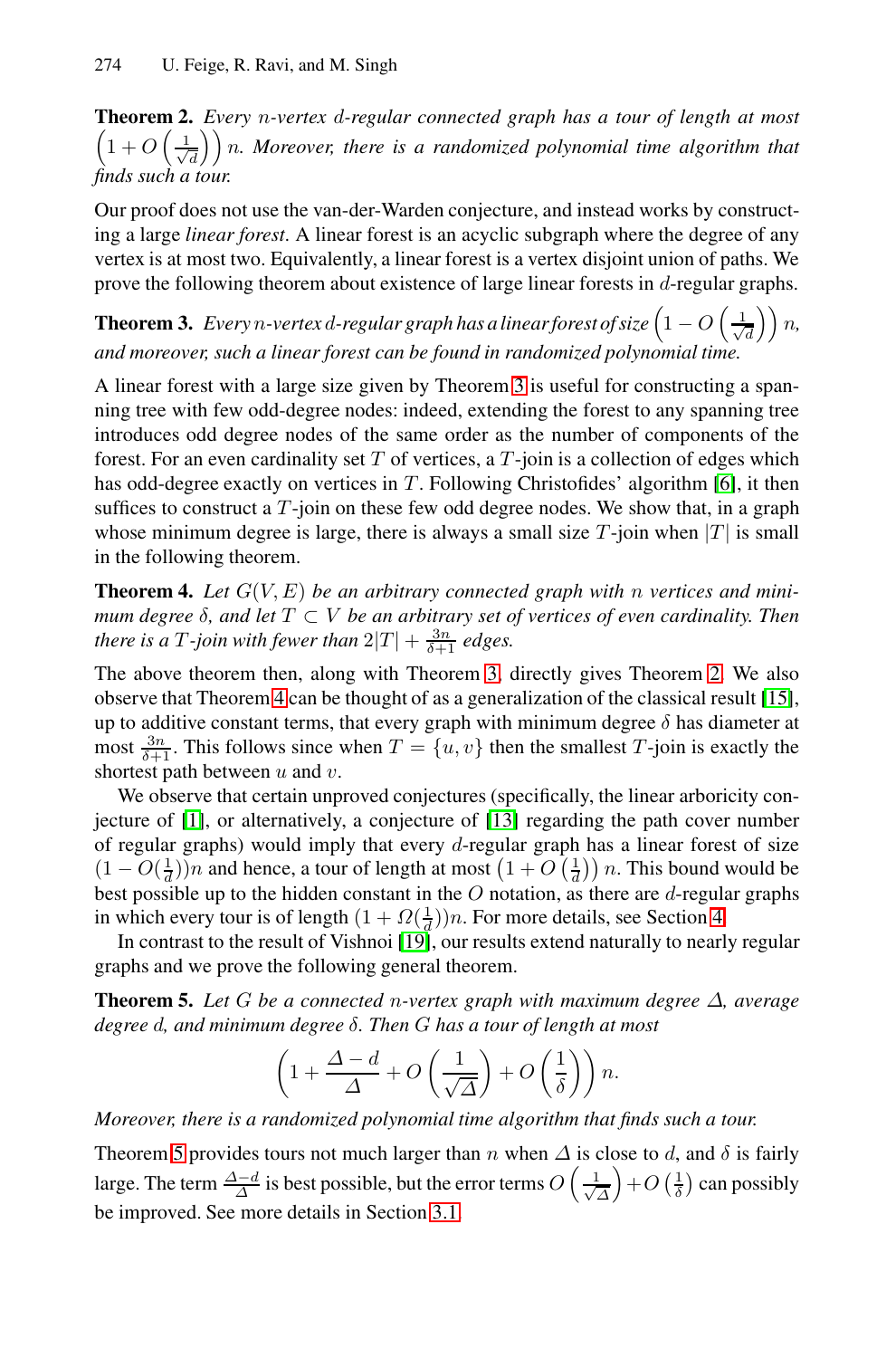**Theorem 2.** *Every $n$-vertex $d$-regular connected graph has a tour of length at most $\left(1 + O\left(\frac{1}{\sqrt{d}}\right)\right) n$. Moreover, there is a randomized polynomial time algorithm that finds such a tour.*

Our proof does not use the van-der-Warden conjecture, and instead works by constructing a large *linear forest*. A linear forest is an acyclic subgraph where the degree of any vertex is at most two. Equivalently, a linear forest is a vertex disjoint union of paths. We prove the following theorem about existence of large linear forests in $d$-regular graphs.

**Theorem 3.** *Every $n$-vertex $d$-regular graph has a linear forest of size $\left(1 - O\left(\frac{1}{\sqrt{d}}\right)\right) n$, and moreover, such a linear forest can be found in randomized polynomial time.*

A linear forest with a large size given by Theorem 3 is useful for constructing a spanning tree with few odd-degree nodes: indeed, extending the forest to any spanning tree introduces odd degree nodes of the same order as the number of components of the forest. For an even cardinality set $T$ of vertices, a $T$-join is a collection of edges which has odd-degree exactly on vertices in $T$. Following Christofides' algorithm [6], it then suffices to construct a $T$-join on these few odd degree nodes. We show that, in a graph whose minimum degree is large, there is always a small size $T$-join when $|T|$ is small in the following theorem.

**Theorem 4.** *Let $G(V, E)$ be an arbitrary connected graph with $n$ vertices and minimum degree $\delta$, and let $T \subset V$ be an arbitrary set of vertices of even cardinality. Then there is a $T$-join with fewer than $2|T| + \frac{3n}{\delta+1}$ edges.*

The above theorem then, along with Theorem 3, directly gives Theorem 2. We also observe that Theorem 4 can be thought of as a generalization of the classical result [15], up to additive constant terms, that every graph with minimum degree $\delta$ has diameter at most $\frac{3n}{\delta+1}$. This follows since when $T = \{u, v\}$ then the smallest $T$-join is exactly the shortest path between $u$ and $v$.

We observe that certain unproved conjectures (specifically, the linear arboricity conjecture of [1], or alternatively, a conjecture of [13] regarding the path cover number of regular graphs) would imply that every $d$-regular graph has a linear forest of size $(1 - O(\frac{1}{d}))n$ and hence, a tour of length at most $\left(1 + O\left(\frac{1}{d}\right)\right) n$. This bound would be best possible up to the hidden constant in the $O$ notation, as there are $d$-regular graphs in which every tour is of length $(1 + \Omega(\frac{1}{d}))n$. For more details, see Section 4.

In contrast to the result of Vishnoi [19], our results extend naturally to nearly regular graphs and we prove the following general theorem.

**Theorem 5.** *Let $G$ be a connected $n$-vertex graph with maximum degree $\Delta$, average degree $d$, and minimum degree $\delta$. Then $G$ has a tour of length at most*

$$\left(1 + \frac{\Delta - d}{\Delta} + O\left(\frac{1}{\sqrt{\Delta}}\right) + O\left(\frac{1}{\delta}\right)\right) n.$$

*Moreover, there is a randomized polynomial time algorithm that finds such a tour.*

Theorem 5 provides tours not much larger than $n$ when $\Delta$ is close to $d$, and $\delta$ is fairly large. The term $\frac{\Delta - d}{\Delta}$ is best possible, but the error terms $O\left(\frac{1}{\sqrt{\Delta}}\right) + O\left(\frac{1}{\delta}\right)$ can possibly be improved. See more details in Section 3.1.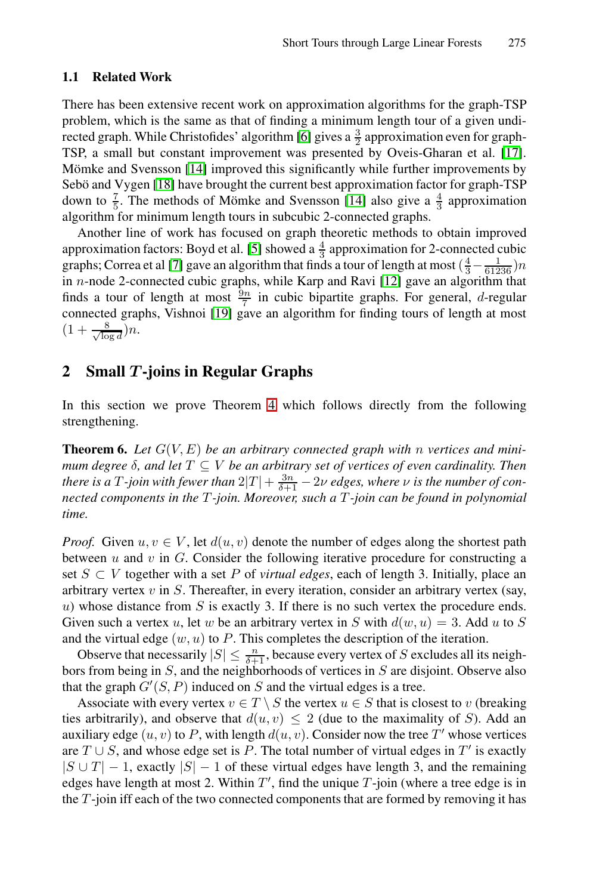### 1.1 Related Work

There has been extensive recent work on approximation algorithms for the graph-TSP problem, which is the same as that of finding a minimum length tour of a given undirected graph. While Christofides' algorithm [6] gives a $\frac{3}{2}$ approximation even for graph-TSP, a small but constant improvement was presented by Oveis-Gharan et al. [17]. Mömke and Svensson [14] improved this significantly while further improvements by Sebö and Vygen [18] have brought the current best approximation factor for graph-TSP down to $\frac{7}{5}$. The methods of Mömke and Svensson [14] also give a $\frac{4}{3}$ approximation algorithm for minimum length tours in subcubic 2-connected graphs.

Another line of work has focused on graph theoretic methods to obtain improved approximation factors: Boyd et al. [5] showed a $\frac{4}{3}$ approximation for 2-connected cubic graphs; Correa et al [7] gave an algorithm that finds a tour of length at most $(\frac{4}{3} - \frac{1}{61236})n$ in $n$-node 2-connected cubic graphs, while Karp and Ravi [12] gave an algorithm that finds a tour of length at most $\frac{9n}{7}$ in cubic bipartite graphs. For general, $d$-regular connected graphs, Vishnoi [19] gave an algorithm for finding tours of length at most $(1 + \frac{8}{\sqrt{\log d}})n$.

## 2 Small $T$-joins in Regular Graphs

In this section we prove Theorem 4 which follows directly from the following strengthening.

**Theorem 6.** *Let $G(V, E)$ be an arbitrary connected graph with $n$ vertices and minimum degree $\delta$, and let $T \subseteq V$ be an arbitrary set of vertices of even cardinality. Then there is a $T$-join with fewer than $2|T| + \frac{3n}{\delta+1} - 2\nu$ edges, where $\nu$ is the number of connected components in the $T$-join. Moreover, such a $T$-join can be found in polynomial time.*

*Proof.* Given $u, v \in V$, let $d(u, v)$ denote the number of edges along the shortest path between $u$ and $v$ in $G$. Consider the following iterative procedure for constructing a set $S \subset V$ together with a set $P$ of *virtual edges*, each of length 3. Initially, place an arbitrary vertex $v$ in $S$. Thereafter, in every iteration, consider an arbitrary vertex (say, $u$) whose distance from $S$ is exactly 3. If there is no such vertex the procedure ends. Given such a vertex $u$, let $w$ be an arbitrary vertex in $S$ with $d(w, u) = 3$. Add $u$ to $S$ and the virtual edge $(w, u)$ to $P$. This completes the description of the iteration.

Observe that necessarily $|S| \leq \frac{n}{\delta+1}$, because every vertex of $S$ excludes all its neighbors from being in $S$, and the neighborhoods of vertices in $S$ are disjoint. Observe also that the graph $G'(S, P)$ induced on $S$ and the virtual edges is a tree.

Associate with every vertex $v \in T \setminus S$ the vertex $u \in S$ that is closest to $v$ (breaking ties arbitrarily), and observe that $d(u, v) \leq 2$ (due to the maximality of $S$). Add an auxiliary edge $(u, v)$ to $P$, with length $d(u, v)$. Consider now the tree $T'$ whose vertices are $T \cup S$, and whose edge set is $P$. The total number of virtual edges in $T'$ is exactly $|S \cup T| - 1$, exactly $|S| - 1$ of these virtual edges have length 3, and the remaining edges have length at most 2. Within $T'$, find the unique $T$-join (where a tree edge is in the $T$-join iff each of the two connected components that are formed by removing it has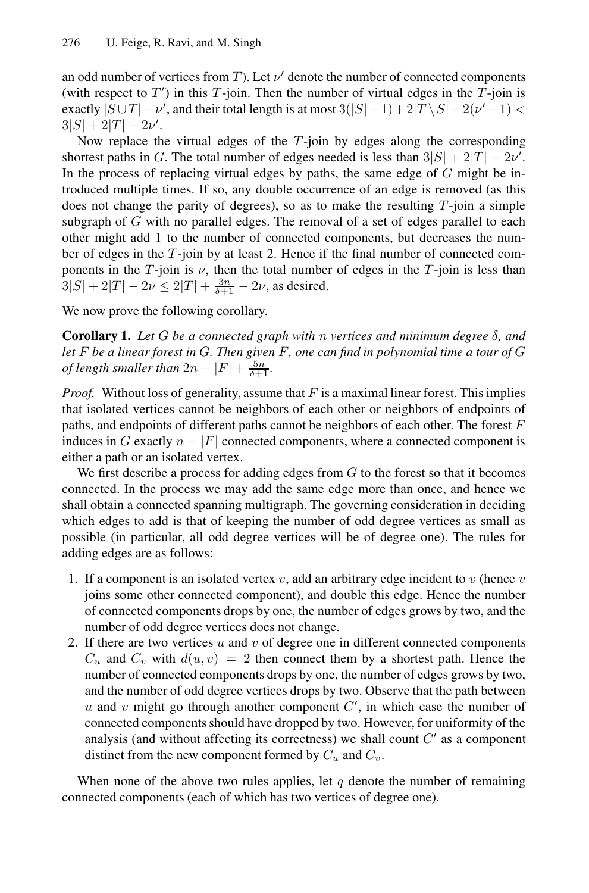an odd number of vertices from $T$). Let $\nu'$ denote the number of connected components (with respect to $T'$) in this $T$-join. Then the number of virtual edges in the $T$-join is exactly $|S \cup T| - \nu'$, and their total length is at most $3(|S|-1) + 2|T \setminus S| - 2(\nu' - 1) < 3|S| + 2|T| - 2\nu'$.

Now replace the virtual edges of the $T$-join by edges along the corresponding shortest paths in $G$. The total number of edges needed is less than $3|S| + 2|T| - 2\nu'$. In the process of replacing virtual edges by paths, the same edge of $G$ might be introduced multiple times. If so, any double occurrence of an edge is removed (as this does not change the parity of degrees), so as to make the resulting $T$-join a simple subgraph of $G$ with no parallel edges. The removal of a set of edges parallel to each other might add 1 to the number of connected components, but decreases the number of edges in the $T$-join by at least 2. Hence if the final number of connected components in the $T$-join is $\nu$, then the total number of edges in the $T$-join is less than $3|S| + 2|T| - 2\nu \leq 2|T| + \frac{3n}{\delta+1} - 2\nu$, as desired.

We now prove the following corollary.

**Corollary 1.** *Let $G$ be a connected graph with $n$ vertices and minimum degree $\delta$, and let $F$ be a linear forest in $G$. Then given $F$, one can find in polynomial time a tour of $G$ of length smaller than $2n - |F| + \frac{5n}{\delta+1}$.*

*Proof.* Without loss of generality, assume that $F$ is a maximal linear forest. This implies that isolated vertices cannot be neighbors of each other or neighbors of endpoints of paths, and endpoints of different paths cannot be neighbors of each other. The forest $F$ induces in $G$ exactly $n - |F|$ connected components, where a connected component is either a path or an isolated vertex.

We first describe a process for adding edges from $G$ to the forest so that it becomes connected. In the process we may add the same edge more than once, and hence we shall obtain a connected spanning multigraph. The governing consideration in deciding which edges to add is that of keeping the number of odd degree vertices as small as possible (in particular, all odd degree vertices will be of degree one). The rules for adding edges are as follows:

1. If a component is an isolated vertex $v$, add an arbitrary edge incident to $v$ (hence $v$ joins some other connected component), and double this edge. Hence the number of connected components drops by one, the number of edges grows by two, and the number of odd degree vertices does not change.
2. If there are two vertices $u$ and $v$ of degree one in different connected components $C_u$ and $C_v$ with $d(u, v) = 2$ then connect them by a shortest path. Hence the number of connected components drops by one, the number of edges grows by two, and the number of odd degree vertices drops by two. Observe that the path between $u$ and $v$ might go through another component $C'$, in which case the number of connected components should have dropped by two. However, for uniformity of the analysis (and without affecting its correctness) we shall count $C'$ as a component distinct from the new component formed by $C_u$ and $C_v$.

When none of the above two rules applies, let $q$ denote the number of remaining connected components (each of which has two vertices of degree one).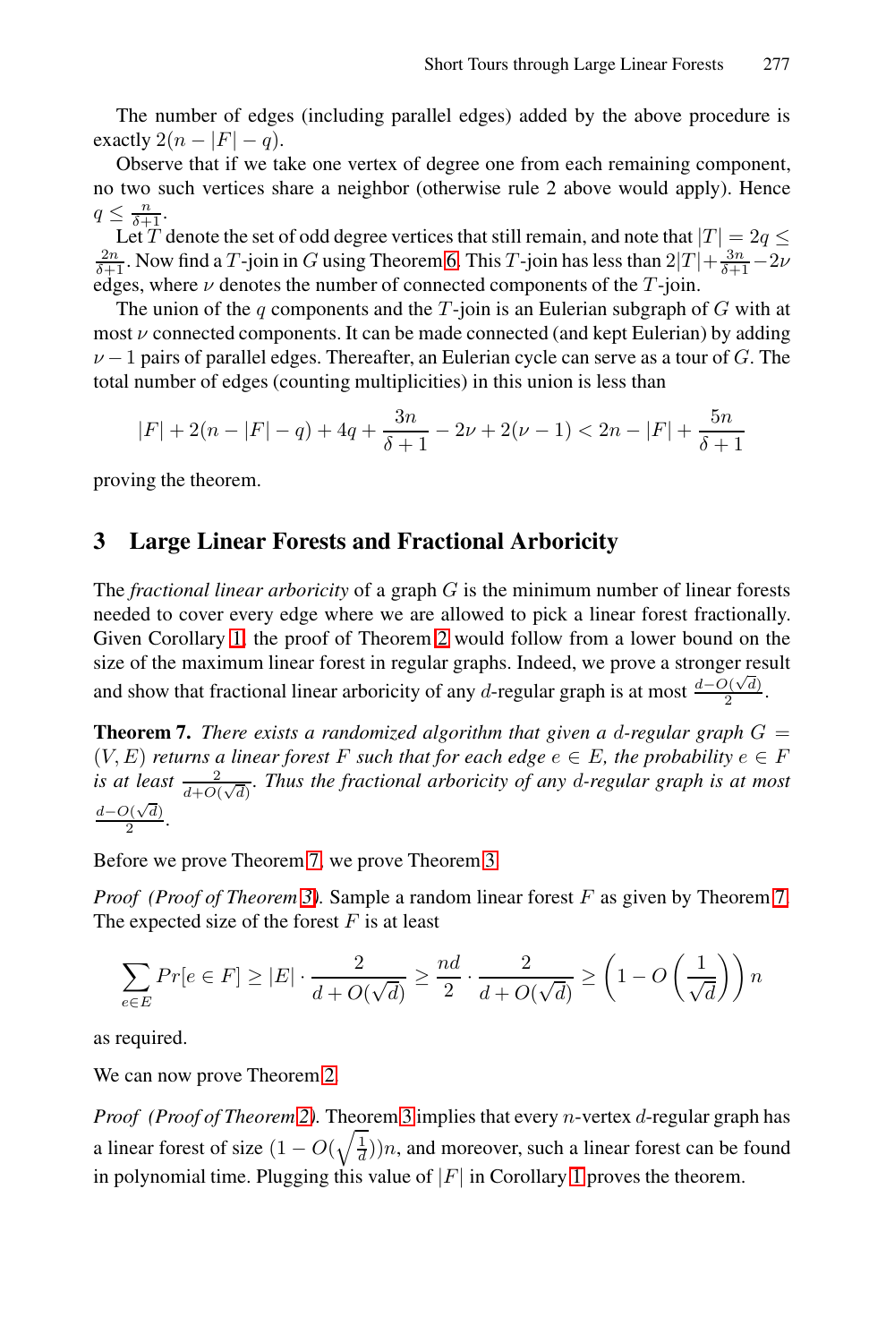The number of edges (including parallel edges) added by the above procedure is exactly $2(n - |F| - q)$.

Observe that if we take one vertex of degree one from each remaining component, no two such vertices share a neighbor (otherwise rule 2 above would apply). Hence $q \leq \frac{n}{\delta+1}$.

Let $T$ denote the set of odd degree vertices that still remain, and note that $|T| = 2q \leq \frac{2n}{\delta+1}$. Now find a $T$-join in $G$ using Theorem 6. This $T$-join has less than $2|T| + \frac{3n}{\delta+1} - 2\nu$ edges, where $\nu$ denotes the number of connected components of the $T$-join.

The union of the $q$ components and the $T$-join is an Eulerian subgraph of $G$ with at most $\nu$ connected components. It can be made connected (and kept Eulerian) by adding $\nu - 1$ pairs of parallel edges. Thereafter, an Eulerian cycle can serve as a tour of $G$. The total number of edges (counting multiplicities) in this union is less than

$$|F| + 2(n - |F| - q) + 4q + \frac{3n}{\delta+1} - 2\nu + 2(\nu - 1) < 2n - |F| + \frac{5n}{\delta+1}$$

proving the theorem.

## 3 Large Linear Forests and Fractional Arboricity

The *fractional linear arboricity* of a graph $G$ is the minimum number of linear forests needed to cover every edge where we are allowed to pick a linear forest fractionally. Given Corollary 1, the proof of Theorem 2 would follow from a lower bound on the size of the maximum linear forest in regular graphs. Indeed, we prove a stronger result and show that fractional linear arboricity of any $d$-regular graph is at most $\frac{d-O(\sqrt{d})}{2}$.

**Theorem 7.** *There exists a randomized algorithm that given a $d$-regular graph $G = (V, E)$ returns a linear forest $F$ such that for each edge $e \in E$, the probability $e \in F$ is at least $\frac{2}{d+O(\sqrt{d})}$. Thus the fractional arboricity of any $d$-regular graph is at most $\frac{d-O(\sqrt{d})}{2}$.*

Before we prove Theorem 7, we prove Theorem 3.

*Proof (Proof of Theorem 3).* Sample a random linear forest $F$ as given by Theorem 7. The expected size of the forest $F$ is at least

$$\sum_{e \in E} Pr[e \in F] \geq |E| \cdot \frac{2}{d + O(\sqrt{d})} \geq \frac{nd}{2} \cdot \frac{2}{d + O(\sqrt{d})} \geq \left(1 - O\left(\frac{1}{\sqrt{d}}\right)\right) n$$

as required.

We can now prove Theorem 2.

*Proof (Proof of Theorem 2).* Theorem 3 implies that every $n$-vertex $d$-regular graph has a linear forest of size $(1 - O(\sqrt{\frac{1}{d}}))n$, and moreover, such a linear forest can be found in polynomial time. Plugging this value of $|F|$ in Corollary 1 proves the theorem.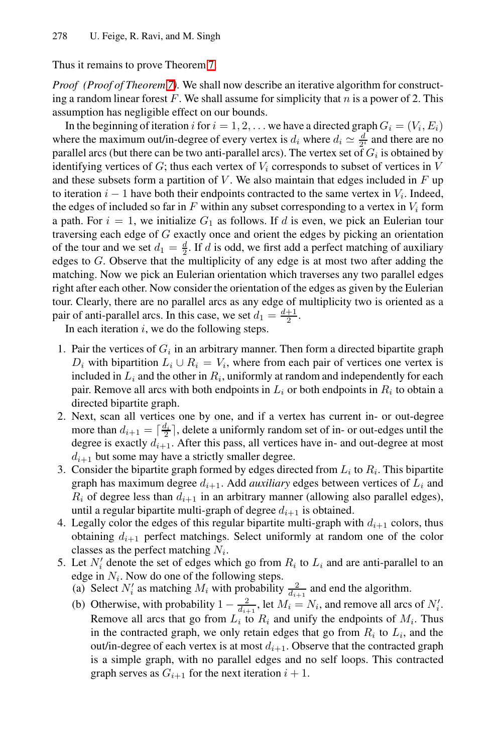Thus it remains to prove Theorem 7.

*Proof (Proof of Theorem 7).* We shall now describe an iterative algorithm for constructing a random linear forest $F$. We shall assume for simplicity that $n$ is a power of 2. This assumption has negligible effect on our bounds.

In the beginning of iteration $i$ for $i = 1, 2, \ldots$ we have a directed graph $G_i = (V_i, E_i)$ where the maximum out/in-degree of every vertex is $d_i$ where $d_i \simeq \frac{d}{2^i}$ and there are no parallel arcs (but there can be two anti-parallel arcs). The vertex set of $G_i$ is obtained by identifying vertices of $G$; thus each vertex of $V_i$ corresponds to subset of vertices in $V$ and these subsets form a partition of $V$. We also maintain that edges included in $F$ up to iteration $i-1$ have both their endpoints contracted to the same vertex in $V_i$. Indeed, the edges of included so far in $F$ within any subset corresponding to a vertex in $V_i$ form a path. For $i = 1$, we initialize $G_1$ as follows. If $d$ is even, we pick an Eulerian tour traversing each edge of $G$ exactly once and orient the edges by picking an orientation of the tour and we set $d_1 = \frac{d}{2}$. If $d$ is odd, we first add a perfect matching of auxiliary edges to $G$. Observe that the multiplicity of any edge is at most two after adding the matching. Now we pick an Eulerian orientation which traverses any two parallel edges right after each other. Now consider the orientation of the edges as given by the Eulerian tour. Clearly, there are no parallel arcs as any edge of multiplicity two is oriented as a pair of anti-parallel arcs. In this case, we set $d_1 = \frac{d+1}{2}$.

In each iteration $i$, we do the following steps.

1. Pair the vertices of $G_i$ in an arbitrary manner. Then form a directed bipartite graph $D_i$ with bipartition $L_i \cup R_i = V_i$, where from each pair of vertices one vertex is included in $L_i$ and the other in $R_i$, uniformly at random and independently for each pair. Remove all arcs with both endpoints in $L_i$ or both endpoints in $R_i$ to obtain a directed bipartite graph.
2. Next, scan all vertices one by one, and if a vertex has current in- or out-degree more than $d_{i+1} = \lceil \frac{d_i}{2} \rceil$, delete a uniformly random set of in- or out-edges until the degree is exactly $d_{i+1}$. After this pass, all vertices have in- and out-degree at most $d_{i+1}$ but some may have a strictly smaller degree.
3. Consider the bipartite graph formed by edges directed from $L_i$ to $R_i$. This bipartite graph has maximum degree $d_{i+1}$. Add *auxiliary* edges between vertices of $L_i$ and $R_i$ of degree less than $d_{i+1}$ in an arbitrary manner (allowing also parallel edges), until a regular bipartite multi-graph of degree $d_{i+1}$ is obtained.
4. Legally color the edges of this regular bipartite multi-graph with $d_{i+1}$ colors, thus obtaining $d_{i+1}$ perfect matchings. Select uniformly at random one of the color classes as the perfect matching $N_i$.
5. Let $N_i'$ denote the set of edges which go from $R_i$ to $L_i$ and are anti-parallel to an edge in $N_i$. Now do one of the following steps.
   (a) Select $N_i'$ as matching $M_i$ with probability $\frac{2}{d_{i+1}}$ and end the algorithm.
   (b) Otherwise, with probability $1 - \frac{2}{d_{i+1}}$, let $M_i = N_i$, and remove all arcs of $N_i'$. Remove all arcs that go from $L_i$ to $R_i$ and unify the endpoints of $M_i$. Thus in the contracted graph, we only retain edges that go from $R_i$ to $L_i$, and the out/in-degree of each vertex is at most $d_{i+1}$. Observe that the contracted graph is a simple graph, with no parallel edges and no self loops. This contracted graph serves as $G_{i+1}$ for the next iteration $i+1$.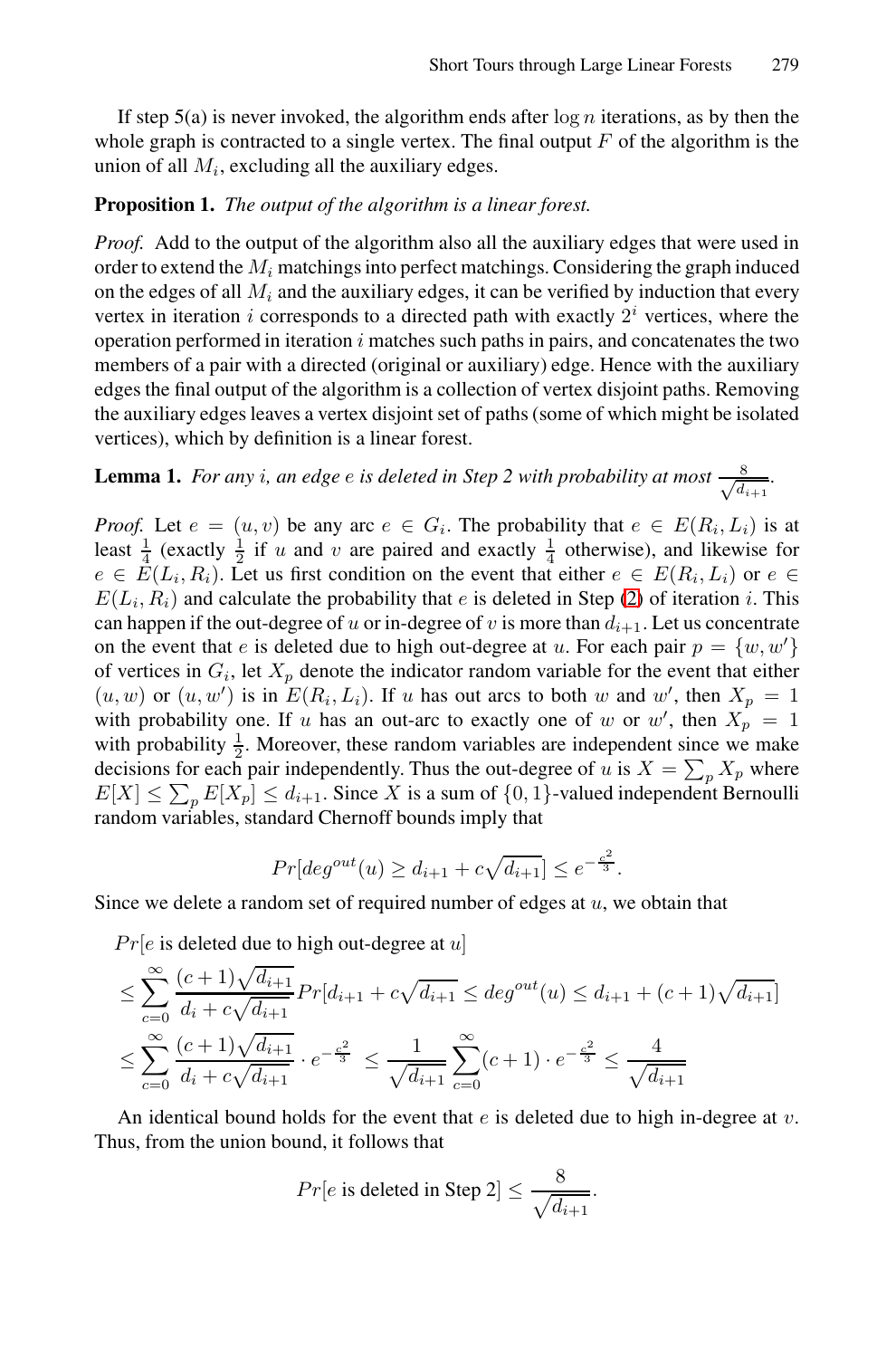If step 5(a) is never invoked, the algorithm ends after $\log n$ iterations, as by then the whole graph is contracted to a single vertex. The final output $F$ of the algorithm is the union of all $M_i$, excluding all the auxiliary edges.

**Proposition 1.** *The output of the algorithm is a linear forest.*

*Proof.* Add to the output of the algorithm also all the auxiliary edges that were used in order to extend the $M_i$ matchings into perfect matchings. Considering the graph induced on the edges of all $M_i$ and the auxiliary edges, it can be verified by induction that every vertex in iteration $i$ corresponds to a directed path with exactly $2^i$ vertices, where the operation performed in iteration $i$ matches such paths in pairs, and concatenates the two members of a pair with a directed (original or auxiliary) edge. Hence with the auxiliary edges the final output of the algorithm is a collection of vertex disjoint paths. Removing the auxiliary edges leaves a vertex disjoint set of paths (some of which might be isolated vertices), which by definition is a linear forest.

**Lemma 1.** *For any $i$, an edge $e$ is deleted in Step 2 with probability at most $\frac{8}{\sqrt{d_{i+1}}}$.*

*Proof.* Let $e = (u, v)$ be any arc $e \in G_i$. The probability that $e \in E(R_i, L_i)$ is at least $\frac{1}{4}$ (exactly $\frac{1}{2}$ if $u$ and $v$ are paired and exactly $\frac{1}{4}$ otherwise), and likewise for $e \in E(L_i, R_i)$. Let us first condition on the event that either $e \in E(R_i, L_i)$ or $e \in E(L_i, R_i)$ and calculate the probability that $e$ is deleted in Step (2) of iteration $i$. This can happen if the out-degree of $u$ or in-degree of $v$ is more than $d_{i+1}$. Let us concentrate on the event that $e$ is deleted due to high out-degree at $u$. For each pair $p = \{w, w'\}$ of vertices in $G_i$, let $X_p$ denote the indicator random variable for the event that either $(u, w)$ or $(u, w')$ is in $E(R_i, L_i)$. If $u$ has out arcs to both $w$ and $w'$, then $X_p = 1$ with probability one. If $u$ has an out-arc to exactly one of $w$ or $w'$, then $X_p = 1$ with probability $\frac{1}{2}$. Moreover, these random variables are independent since we make decisions for each pair independently. Thus the out-degree of $u$ is $X = \sum_p X_p$ where $E[X] \leq \sum_p E[X_p] \leq d_{i+1}$. Since $X$ is a sum of $\{0, 1\}$-valued independent Bernoulli random variables, standard Chernoff bounds imply that

$$Pr[deg^{out}(u) \geq d_{i+1} + c\sqrt{d_{i+1}}] \leq e^{-\frac{c^2}{3}}.$$

Since we delete a random set of required number of edges at $u$, we obtain that

$$\begin{aligned}
&Pr[e \text{ is deleted due to high out-degree at } u] \\
&\leq \sum_{c=0}^{\infty} \frac{(c+1)\sqrt{d_{i+1}}}{d_i + c\sqrt{d_{i+1}}} Pr[d_{i+1} + c\sqrt{d_{i+1}} \leq deg^{out}(u) \leq d_{i+1} + (c+1)\sqrt{d_{i+1}}] \\
&\leq \sum_{c=0}^{\infty} \frac{(c+1)\sqrt{d_{i+1}}}{d_i + c\sqrt{d_{i+1}}} \cdot e^{-\frac{c^2}{3}} \leq \frac{1}{\sqrt{d_{i+1}}} \sum_{c=0}^{\infty} (c+1) \cdot e^{-\frac{c^2}{3}} \leq \frac{4}{\sqrt{d_{i+1}}}
\end{aligned}$$

An identical bound holds for the event that $e$ is deleted due to high in-degree at $v$. Thus, from the union bound, it follows that

$$Pr[e \text{ is deleted in Step 2}] \leq \frac{8}{\sqrt{d_{i+1}}}.$$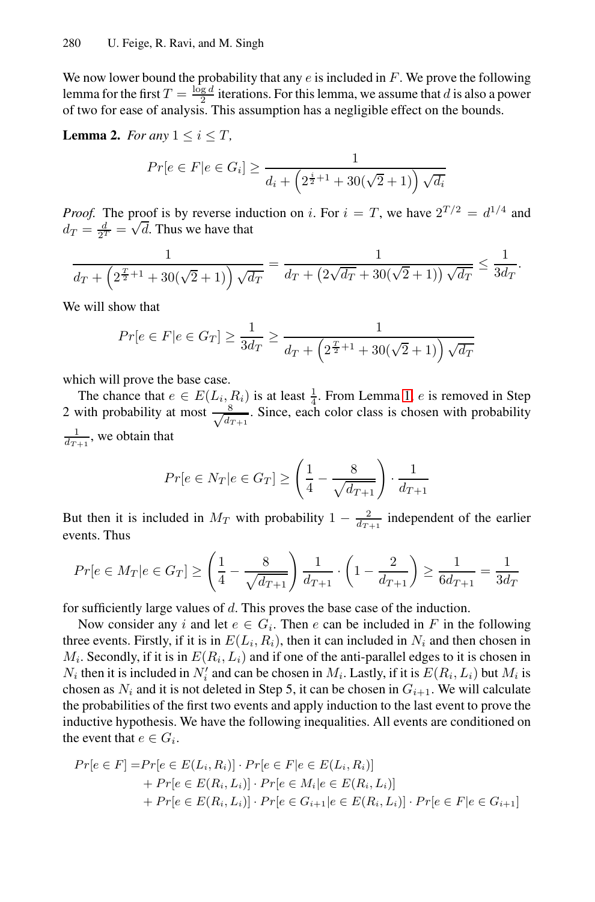We now lower bound the probability that any $e$ is included in $F$. We prove the following lemma for the first $T = \frac{\log d}{2}$ iterations. For this lemma, we assume that $d$ is also a power of two for ease of analysis. This assumption has a negligible effect on the bounds.

**Lemma 2.** *For any* $1 \leq i \leq T$*,*

$$Pr[e \in F | e \in G_i] \geq \frac{1}{d_i + \left(2^{\frac{i}{2}+1} + 30(\sqrt{2}+1)\right)\sqrt{d_i}}$$

*Proof.* The proof is by reverse induction on $i$. For $i = T$, we have $2^{T/2} = d^{1/4}$ and $d_T = \frac{d}{2^T} = \sqrt{d}$. Thus we have that

$$\frac{1}{d_T + \left(2^{\frac{T}{2}+1} + 30(\sqrt{2}+1)\right)\sqrt{d_T}} = \frac{1}{d_T + \left(2\sqrt{d_T} + 30(\sqrt{2}+1)\right)\sqrt{d_T}} \leq \frac{1}{3d_T}.$$

We will show that

$$Pr[e \in F | e \in G_T] \geq \frac{1}{3d_T} \geq \frac{1}{d_T + \left(2^{\frac{T}{2}+1} + 30(\sqrt{2}+1)\right)\sqrt{d_T}}$$

which will prove the base case.

The chance that $e \in E(L_i, R_i)$ is at least $\frac{1}{4}$. From Lemma 1, $e$ is removed in Step 2 with probability at most $\frac{8}{\sqrt{d_{T+1}}}$. Since, each color class is chosen with probability $\frac{1}{d_{T+1}}$, we obtain that

$$Pr[e \in N_T | e \in G_T] \geq \left(\frac{1}{4} - \frac{8}{\sqrt{d_{T+1}}}\right) \cdot \frac{1}{d_{T+1}}$$

But then it is included in $M_T$ with probability $1 - \frac{2}{d_{T+1}}$ independent of the earlier events. Thus

$$Pr[e \in M_T | e \in G_T] \geq \left(\frac{1}{4} - \frac{8}{\sqrt{d_{T+1}}}\right) \frac{1}{d_{T+1}} \cdot \left(1 - \frac{2}{d_{T+1}}\right) \geq \frac{1}{6d_{T+1}} = \frac{1}{3d_T}$$

for sufficiently large values of $d$. This proves the base case of the induction.

Now consider any $i$ and let $e \in G_i$. Then $e$ can be included in $F$ in the following three events. Firstly, if it is in $E(L_i, R_i)$, then it can included in $N_i$ and then chosen in $M_i$. Secondly, if it is in $E(R_i, L_i)$ and if one of the anti-parallel edges to it is chosen in $N_i$ then it is included in $N_i'$ and can be chosen in $M_i$. Lastly, if it is $E(R_i, L_i)$ but $M_i$ is chosen as $N_i$ and it is not deleted in Step 5, it can be chosen in $G_{i+1}$. We will calculate the probabilities of the first two events and apply induction to the last event to prove the inductive hypothesis. We have the following inequalities. All events are conditioned on the event that $e \in G_i$.

$$\begin{aligned}
Pr[e \in F] =& Pr[e \in E(L_i, R_i)] \cdot Pr[e \in F | e \in E(L_i, R_i)] \\
&+ Pr[e \in E(R_i, L_i)] \cdot Pr[e \in M_i | e \in E(R_i, L_i)] \\
&+ Pr[e \in E(R_i, L_i)] \cdot Pr[e \in G_{i+1} | e \in E(R_i, L_i)] \cdot Pr[e \in F | e \in G_{i+1}]
\end{aligned}$$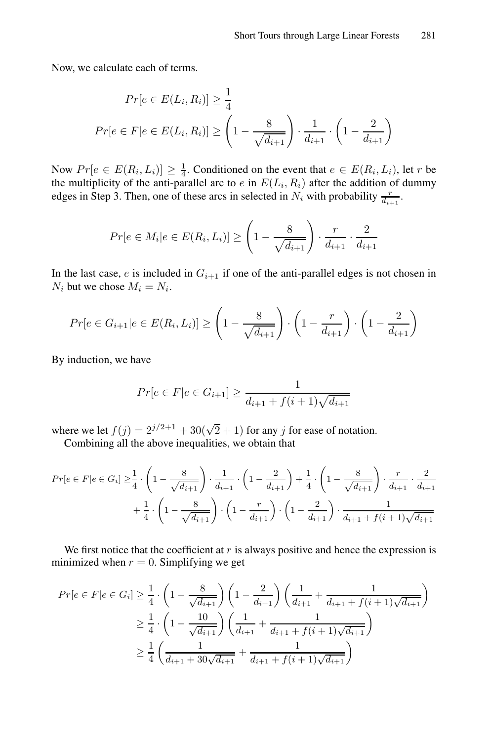Now, we calculate each of terms.

$$Pr[e \in E(L_i, R_i)] \geq \frac{1}{4}$$

$$Pr[e \in F | e \in E(L_i, R_i)] \geq \left(1 - \frac{8}{\sqrt{d_{i+1}}}\right) \cdot \frac{1}{d_{i+1}} \cdot \left(1 - \frac{2}{d_{i+1}}\right)$$

Now $Pr[e \in E(R_i, L_i)] \geq \frac{1}{4}$. Conditioned on the event that $e \in E(R_i, L_i)$, let $r$ be the multiplicity of the anti-parallel arc to $e$ in $E(L_i, R_i)$ after the addition of dummy edges in Step 3. Then, one of these arcs in selected in $N_i$ with probability $\frac{r}{d_{i+1}}$.

$$Pr[e \in M_i | e \in E(R_i, L_i)] \geq \left(1 - \frac{8}{\sqrt{d_{i+1}}}\right) \cdot \frac{r}{d_{i+1}} \cdot \frac{2}{d_{i+1}}$$

In the last case, $e$ is included in $G_{i+1}$ if one of the anti-parallel edges is not chosen in $N_i$ but we chose $M_i = N_i$.

$$Pr[e \in G_{i+1} | e \in E(R_i, L_i)] \geq \left(1 - \frac{8}{\sqrt{d_{i+1}}}\right) \cdot \left(1 - \frac{r}{d_{i+1}}\right) \cdot \left(1 - \frac{2}{d_{i+1}}\right)$$

By induction, we have

$$Pr[e \in F | e \in G_{i+1}] \geq \frac{1}{d_{i+1} + f(i+1)\sqrt{d_{i+1}}}$$

where we let $f(j) = 2^{j/2+1} + 30(\sqrt{2} + 1)$ for any $j$ for ease of notation.

Combining all the above inequalities, we obtain that

$$\begin{aligned} Pr[e \in F | e \in G_i] \geq & \frac{1}{4} \cdot \left(1 - \frac{8}{\sqrt{d_{i+1}}}\right) \cdot \frac{1}{d_{i+1}} \cdot \left(1 - \frac{2}{d_{i+1}}\right) + \frac{1}{4} \cdot \left(1 - \frac{8}{\sqrt{d_{i+1}}}\right) \cdot \frac{r}{d_{i+1}} \cdot \frac{2}{d_{i+1}} \\ & + \frac{1}{4} \cdot \left(1 - \frac{8}{\sqrt{d_{i+1}}}\right) \cdot \left(1 - \frac{r}{d_{i+1}}\right) \cdot \left(1 - \frac{2}{d_{i+1}}\right) \cdot \frac{1}{d_{i+1} + f(i+1)\sqrt{d_{i+1}}} \end{aligned}$$

We first notice that the coefficient at $r$ is always positive and hence the expression is minimized when $r = 0$. Simplifying we get

$$\begin{aligned} Pr[e \in F | e \in G_i] &\geq \frac{1}{4} \cdot \left(1 - \frac{8}{\sqrt{d_{i+1}}}\right)\left(1 - \frac{2}{d_{i+1}}\right)\left(\frac{1}{d_{i+1}} + \frac{1}{d_{i+1} + f(i+1)\sqrt{d_{i+1}}}\right) \\ &\geq \frac{1}{4} \cdot \left(1 - \frac{10}{\sqrt{d_{i+1}}}\right)\left(\frac{1}{d_{i+1}} + \frac{1}{d_{i+1} + f(i+1)\sqrt{d_{i+1}}}\right) \\ &\geq \frac{1}{4}\left(\frac{1}{d_{i+1} + 30\sqrt{d_{i+1}}} + \frac{1}{d_{i+1} + f(i+1)\sqrt{d_{i+1}}}\right) \end{aligned}$$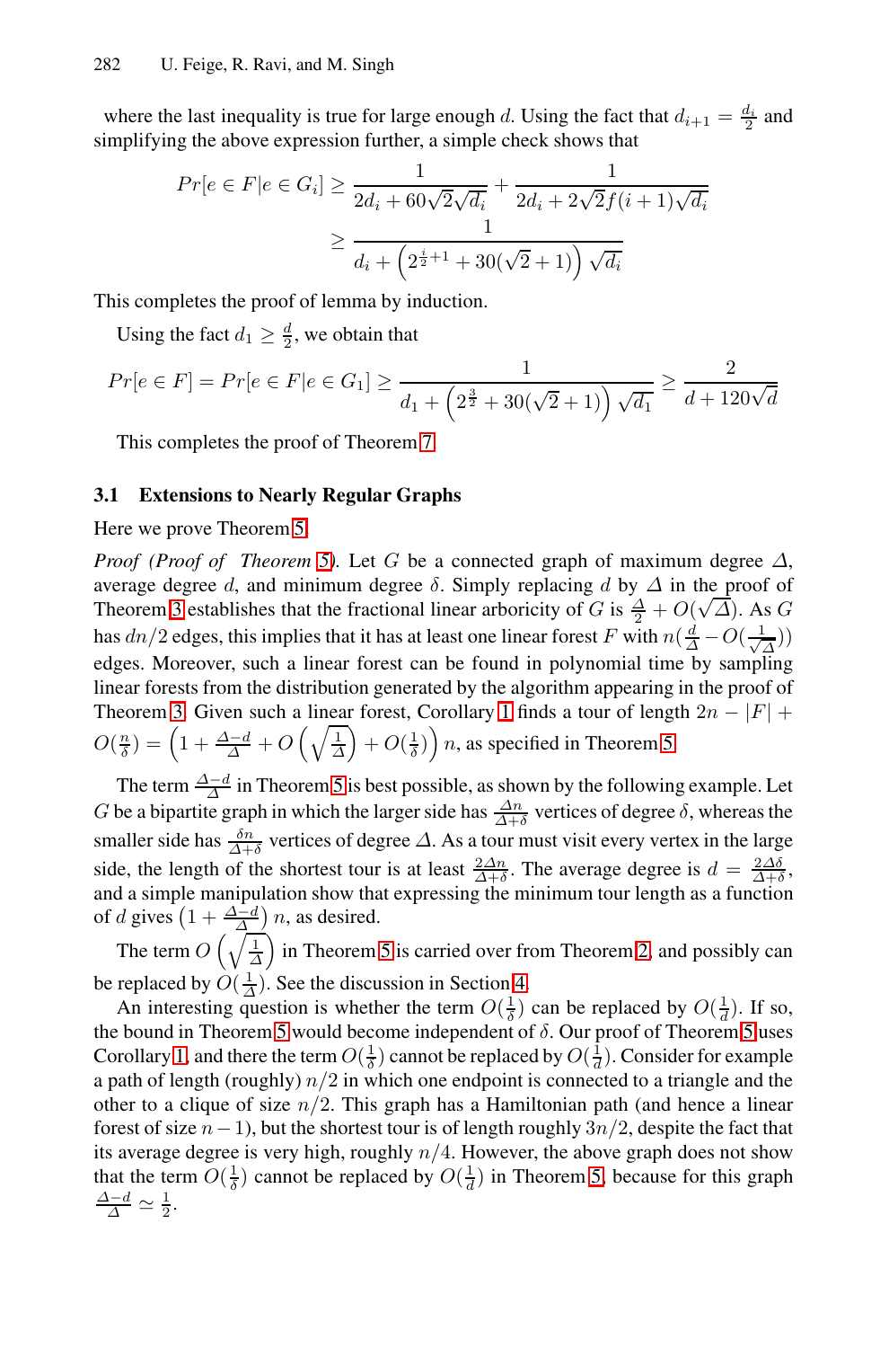where the last inequality is true for large enough $d$. Using the fact that $d_{i+1} = \frac{d_i}{2}$ and simplifying the above expression further, a simple check shows that

$$Pr[e \in F | e \in G_i] \geq \frac{1}{2d_i + 60\sqrt{2}\sqrt{d_i}} + \frac{1}{2d_i + 2\sqrt{2}f(i+1)\sqrt{d_i}}$$
$$\geq \frac{1}{d_i + \left(2^{\frac{i}{2}+1} + 30(\sqrt{2}+1)\right)\sqrt{d_i}}$$

This completes the proof of lemma by induction.

Using the fact $d_1 \geq \frac{d}{2}$, we obtain that

$$Pr[e \in F] = Pr[e \in F | e \in G_1] \geq \frac{1}{d_1 + \left(2^{\frac{3}{2}} + 30(\sqrt{2}+1)\right)\sqrt{d_1}} \geq \frac{2}{d + 120\sqrt{d}}$$

This completes the proof of Theorem 7.

### 3.1 Extensions to Nearly Regular Graphs

Here we prove Theorem 5.

*Proof (Proof of Theorem 5).* Let $G$ be a connected graph of maximum degree $\Delta$, average degree $d$, and minimum degree $\delta$. Simply replacing $d$ by $\Delta$ in the proof of Theorem 3 establishes that the fractional linear arboricity of $G$ is $\frac{\Delta}{2} + O(\sqrt{\Delta})$. As $G$ has $dn/2$ edges, this implies that it has at least one linear forest $F$ with $n(\frac{d}{\Delta} - O(\frac{1}{\sqrt{\Delta}}))$ edges. Moreover, such a linear forest can be found in polynomial time by sampling linear forests from the distribution generated by the algorithm appearing in the proof of Theorem 3. Given such a linear forest, Corollary 1 finds a tour of length $2n - |F| + O(\frac{n}{\delta}) = \left(1 + \frac{\Delta - d}{\Delta} + O\left(\sqrt{\frac{1}{\Delta}}\right) + O(\frac{1}{\delta})\right) n$, as specified in Theorem 5.

The term $\frac{\Delta - d}{\Delta}$ in Theorem 5 is best possible, as shown by the following example. Let $G$ be a bipartite graph in which the larger side has $\frac{\Delta n}{\Delta + \delta}$ vertices of degree $\delta$, whereas the smaller side has $\frac{\delta n}{\Delta + \delta}$ vertices of degree $\Delta$. As a tour must visit every vertex in the large side, the length of the shortest tour is at least $\frac{2\Delta n}{\Delta + \delta}$. The average degree is $d = \frac{2\Delta\delta}{\Delta + \delta}$, and a simple manipulation show that expressing the minimum tour length as a function of $d$ gives $\left(1 + \frac{\Delta - d}{\Delta}\right) n$, as desired.

The term $O\left(\sqrt{\frac{1}{\Delta}}\right)$ in Theorem 5 is carried over from Theorem 2, and possibly can be replaced by $O(\frac{1}{\Delta})$. See the discussion in Section 4.

An interesting question is whether the term $O(\frac{1}{\delta})$ can be replaced by $O(\frac{1}{d})$. If so, the bound in Theorem 5 would become independent of $\delta$. Our proof of Theorem 5 uses Corollary 1, and there the term $O(\frac{1}{\delta})$ cannot be replaced by $O(\frac{1}{d})$. Consider for example a path of length (roughly) $n/2$ in which one endpoint is connected to a triangle and the other to a clique of size $n/2$. This graph has a Hamiltonian path (and hence a linear forest of size $n - 1$), but the shortest tour is of length roughly $3n/2$, despite the fact that its average degree is very high, roughly $n/4$. However, the above graph does not show that the term $O(\frac{1}{\delta})$ cannot be replaced by $O(\frac{1}{d})$ in Theorem 5, because for this graph $\frac{\Delta - d}{\Delta} \simeq \frac{1}{2}$.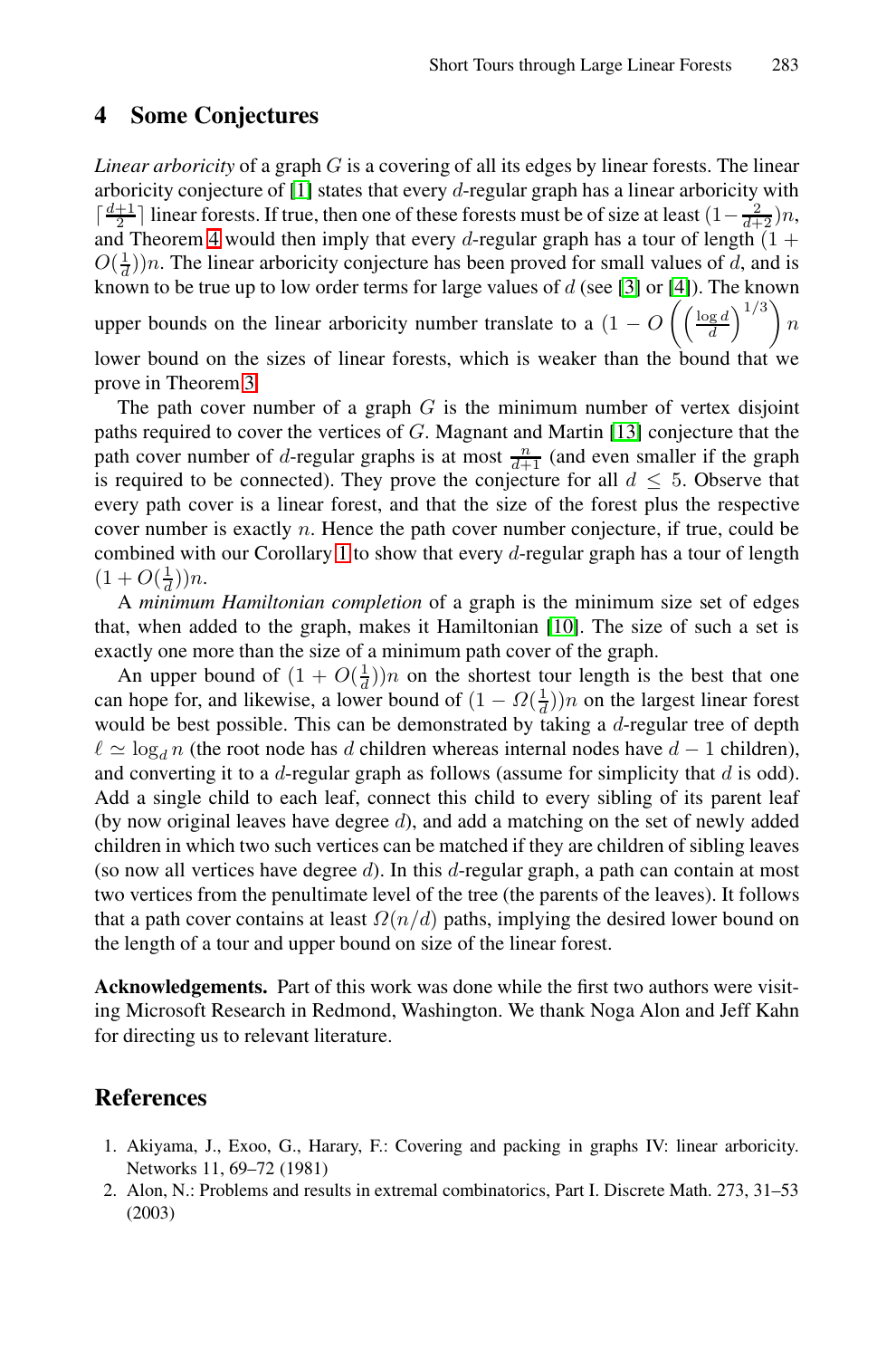## 4 Some Conjectures

*Linear arboricity* of a graph $G$ is a covering of all its edges by linear forests. The linear arboricity conjecture of [1] states that every $d$-regular graph has a linear arboricity with $\lceil \frac{d+1}{2} \rceil$ linear forests. If true, then one of these forests must be of size at least $(1 - \frac{2}{d+2})n$, and Theorem 4 would then imply that every $d$-regular graph has a tour of length $(1 + O(\frac{1}{d}))n$. The linear arboricity conjecture has been proved for small values of $d$, and is known to be true up to low order terms for large values of $d$ (see [3] or [4]). The known upper bounds on the linear arboricity number translate to a $(1 - O\left(\left(\frac{\log d}{d}\right)^{1/3}\right) n$ lower bound on the sizes of linear forests, which is weaker than the bound that we prove in Theorem 3.

The path cover number of a graph $G$ is the minimum number of vertex disjoint paths required to cover the vertices of $G$. Magnant and Martin [13] conjecture that the path cover number of $d$-regular graphs is at most $\frac{n}{d+1}$ (and even smaller if the graph is required to be connected). They prove the conjecture for all $d \leq 5$. Observe that every path cover is a linear forest, and that the size of the forest plus the respective cover number is exactly $n$. Hence the path cover number conjecture, if true, could be combined with our Corollary 1 to show that every $d$-regular graph has a tour of length $(1 + O(\frac{1}{d}))n$.

A *minimum Hamiltonian completion* of a graph is the minimum size set of edges that, when added to the graph, makes it Hamiltonian [10]. The size of such a set is exactly one more than the size of a minimum path cover of the graph.

An upper bound of $(1 + O(\frac{1}{d}))n$ on the shortest tour length is the best that one can hope for, and likewise, a lower bound of $(1 - \Omega(\frac{1}{d}))n$ on the largest linear forest would be best possible. This can be demonstrated by taking a $d$-regular tree of depth $\ell \simeq \log_d n$ (the root node has $d$ children whereas internal nodes have $d-1$ children), and converting it to a $d$-regular graph as follows (assume for simplicity that $d$ is odd). Add a single child to each leaf, connect this child to every sibling of its parent leaf (by now original leaves have degree $d$), and add a matching on the set of newly added children in which two such vertices can be matched if they are children of sibling leaves (so now all vertices have degree $d$). In this $d$-regular graph, a path can contain at most two vertices from the penultimate level of the tree (the parents of the leaves). It follows that a path cover contains at least $\Omega(n/d)$ paths, implying the desired lower bound on the length of a tour and upper bound on size of the linear forest.

**Acknowledgements.** Part of this work was done while the first two authors were visiting Microsoft Research in Redmond, Washington. We thank Noga Alon and Jeff Kahn for directing us to relevant literature.

## References

1. Akiyama, J., Exoo, G., Harary, F.: Covering and packing in graphs IV: linear arboricity. Networks 11, 69–72 (1981)
2. Alon, N.: Problems and results in extremal combinatorics, Part I. Discrete Math. 273, 31–53 (2003)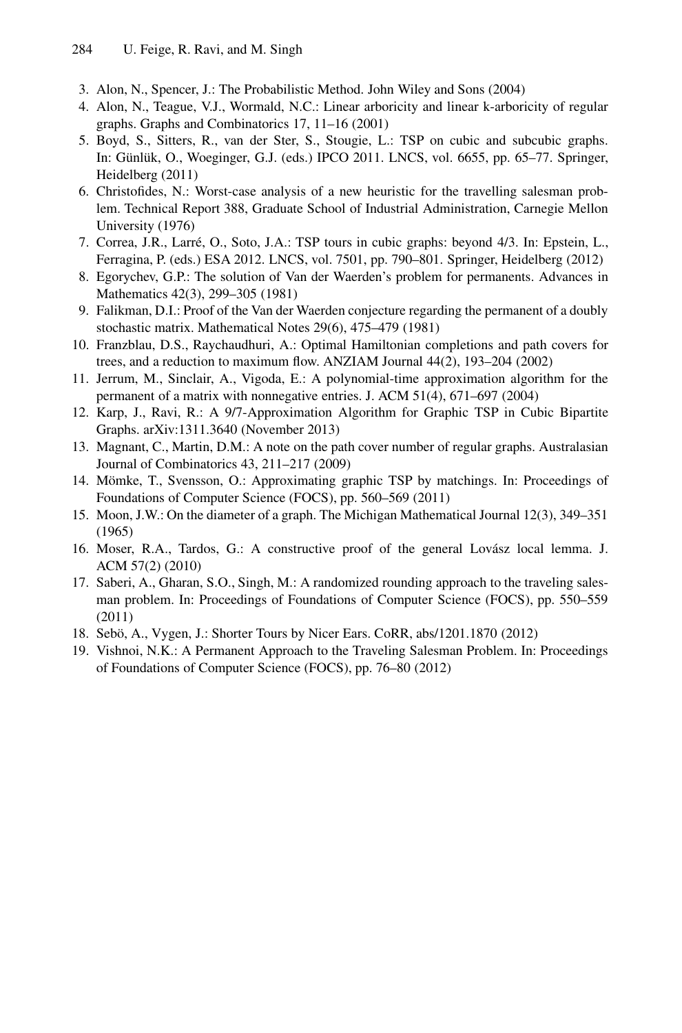3. Alon, N., Spencer, J.: The Probabilistic Method. John Wiley and Sons (2004)
4. Alon, N., Teague, V.J., Wormald, N.C.: Linear arboricity and linear k-arboricity of regular graphs. Graphs and Combinatorics 17, 11–16 (2001)
5. Boyd, S., Sitters, R., van der Ster, S., Stougie, L.: TSP on cubic and subcubic graphs. In: Günlük, O., Woeginger, G.J. (eds.) IPCO 2011. LNCS, vol. 6655, pp. 65–77. Springer, Heidelberg (2011)
6. Christofides, N.: Worst-case analysis of a new heuristic for the travelling salesman problem. Technical Report 388, Graduate School of Industrial Administration, Carnegie Mellon University (1976)
7. Correa, J.R., Larré, O., Soto, J.A.: TSP tours in cubic graphs: beyond 4/3. In: Epstein, L., Ferragina, P. (eds.) ESA 2012. LNCS, vol. 7501, pp. 790–801. Springer, Heidelberg (2012)
8. Egorychev, G.P.: The solution of Van der Waerden's problem for permanents. Advances in Mathematics 42(3), 299–305 (1981)
9. Falikman, D.I.: Proof of the Van der Waerden conjecture regarding the permanent of a doubly stochastic matrix. Mathematical Notes 29(6), 475–479 (1981)
10. Franzblau, D.S., Raychaudhuri, A.: Optimal Hamiltonian completions and path covers for trees, and a reduction to maximum flow. ANZIAM Journal 44(2), 193–204 (2002)
11. Jerrum, M., Sinclair, A., Vigoda, E.: A polynomial-time approximation algorithm for the permanent of a matrix with nonnegative entries. J. ACM 51(4), 671–697 (2004)
12. Karp, J., Ravi, R.: A 9/7-Approximation Algorithm for Graphic TSP in Cubic Bipartite Graphs. arXiv:1311.3640 (November 2013)
13. Magnant, C., Martin, D.M.: A note on the path cover number of regular graphs. Australasian Journal of Combinatorics 43, 211–217 (2009)
14. Mömke, T., Svensson, O.: Approximating graphic TSP by matchings. In: Proceedings of Foundations of Computer Science (FOCS), pp. 560–569 (2011)
15. Moon, J.W.: On the diameter of a graph. The Michigan Mathematical Journal 12(3), 349–351 (1965)
16. Moser, R.A., Tardos, G.: A constructive proof of the general Lovász local lemma. J. ACM 57(2) (2010)
17. Saberi, A., Gharan, S.O., Singh, M.: A randomized rounding approach to the traveling salesman problem. In: Proceedings of Foundations of Computer Science (FOCS), pp. 550–559 (2011)
18. Sebö, A., Vygen, J.: Shorter Tours by Nicer Ears. CoRR, abs/1201.1870 (2012)
19. Vishnoi, N.K.: A Permanent Approach to the Traveling Salesman Problem. In: Proceedings of Foundations of Computer Science (FOCS), pp. 76–80 (2012)